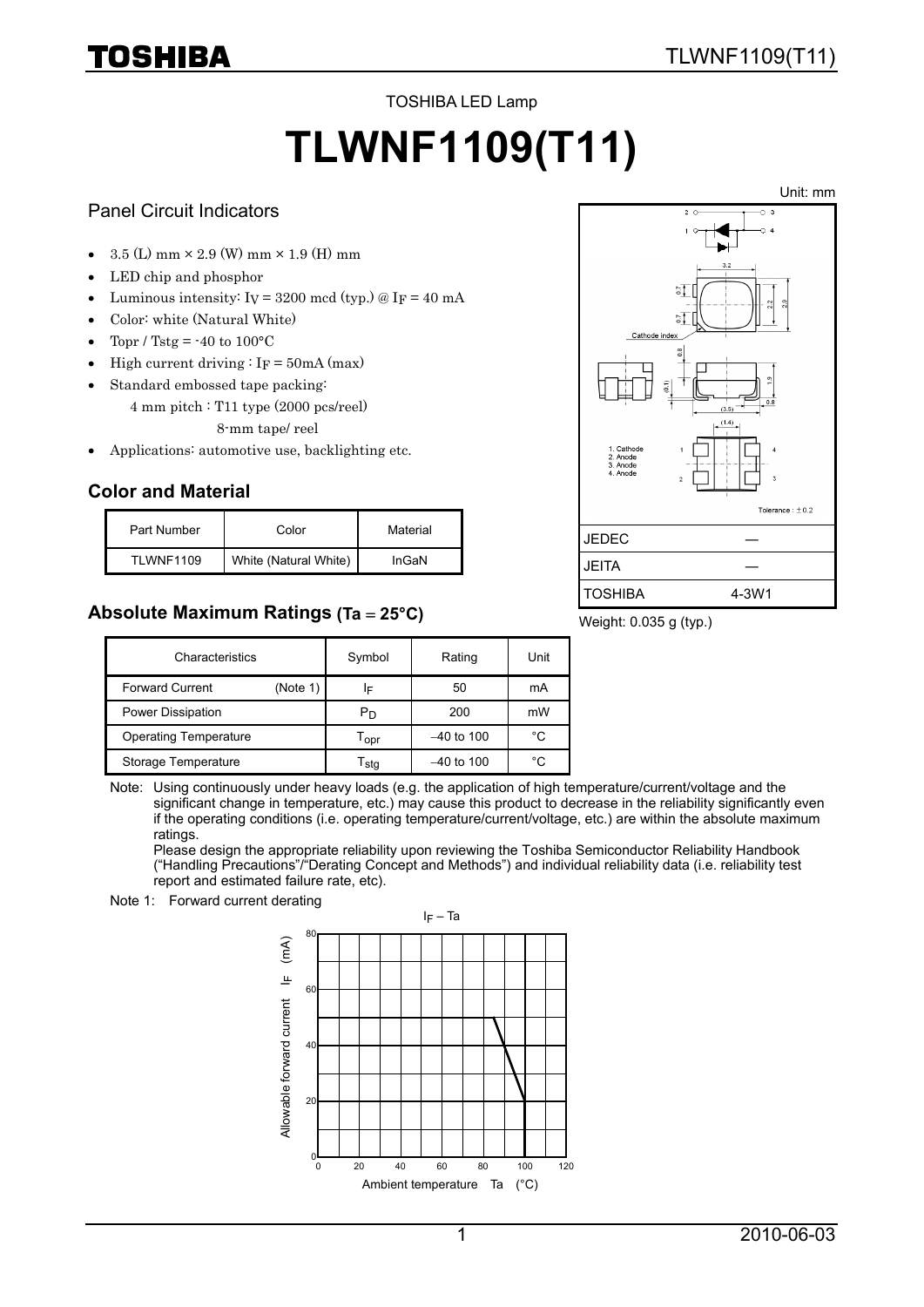TOSHIBA LED Lamp

# TLWNF1109(T11)

## Panel Circuit Indicators

- 3.5 (L) mm × 2.9 (W) mm × 1.9 (H) mm
- LED chip and phosphor
- Luminous intensity: $I_V$ = 3200 mcd (typ.) @ $I_F$ = 40 mA
- Color: white (Natural White)
- Topr / Tstg = -40 to 100°C
- High current driving : $I_F$ = 50mA (max)
- Standard embossed tape packing:
  4 mm pitch : T11 type (2000 pcs/reel)
  8-mm tape/ reel
- Applications: automotive use, backlighting etc.

Unit: mm

1. Cathode
2. Anode
3. Anode
4. Anode

Tolerance : ±0.2

| JEDEC | ― |
|---|---|
| JEITA | ― |
| TOSHIBA | 4-3W1 |

Weight: 0.035 g (typ.)

## Color and Material

| Part Number | Color | Material |
|---|---|---|
| TLWNF1109 | White (Natural White) | InGaN |

## Absolute Maximum Ratings (Ta = 25°C)

| Characteristics | Symbol | Rating | Unit |
|---|---|---|---|
| Forward Current (Note 1) | $I_F$ | 50 | mA |
| Power Dissipation | $P_D$ | 200 | mW |
| Operating Temperature | $T_{opr}$ | –40 to 100 | °C |
| Storage Temperature | $T_{stg}$ | –40 to 100 | °C |

Note: Using continuously under heavy loads (e.g. the application of high temperature/current/voltage and the significant change in temperature, etc.) may cause this product to decrease in the reliability significantly even if the operating conditions (i.e. operating temperature/current/voltage, etc.) are within the absolute maximum ratings.
Please design the appropriate reliability upon reviewing the Toshiba Semiconductor Reliability Handbook ("Handling Precautions"/"Derating Concept and Methods") and individual reliability data (i.e. reliability test report and estimated failure rate, etc).

Note 1: Forward current derating

$I_F$ – Ta

Allowable forward current $I_F$ (mA)

Ambient temperature Ta (°C)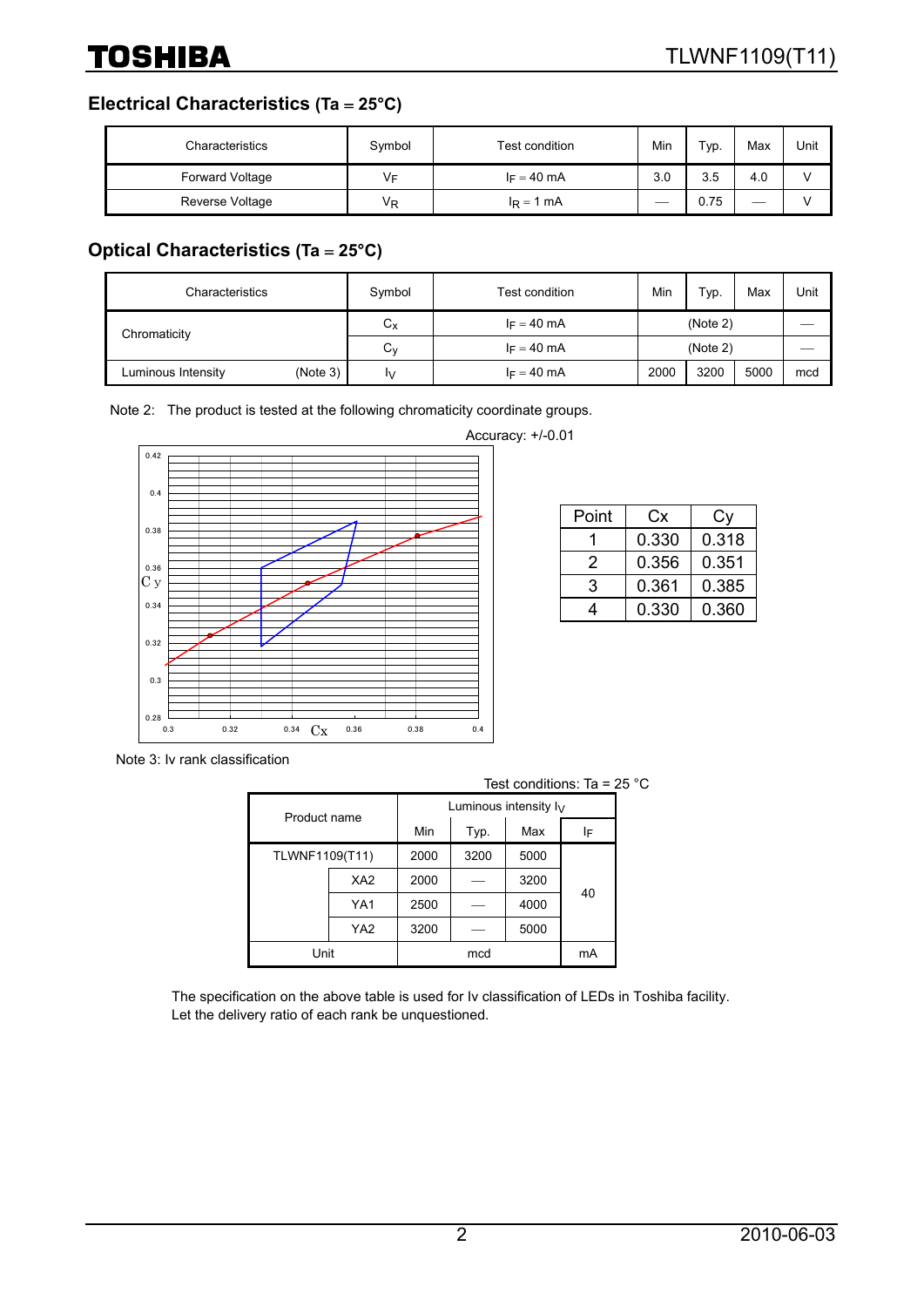## Electrical Characteristics (Ta = 25°C)

| Characteristics | Symbol | Test condition | Min | Typ. | Max | Unit |
|---|---|---|---|---|---|---|
| Forward Voltage | $V_F$ | $I_F$ = 40 mA | 3.0 | 3.5 | 4.0 | V |
| Reverse Voltage | $V_R$ | $I_R$ = 1 mA | — | 0.75 | — | V |

## Optical Characteristics (Ta = 25°C)

| Characteristics | | Symbol | Test condition | Min | Typ. | Max | Unit |
|---|---|---|---|---|---|---|---|
| Chromaticity | | $C_x$ | $I_F$ = 40 mA | (Note 2) | | | — |
| | | $C_y$ | $I_F$ = 40 mA | (Note 2) | | | — |
| Luminous Intensity | (Note 3) | $I_V$ | $I_F$ = 40 mA | 2000 | 3200 | 5000 | mcd |

Note 2: The product is tested at the following chromaticity coordinate groups.

Accuracy: +/-0.01

| Point | Cx | Cy |
|---|---|---|
| 1 | 0.330 | 0.318 |
| 2 | 0.356 | 0.351 |
| 3 | 0.361 | 0.385 |
| 4 | 0.330 | 0.360 |

Note 3: Iv rank classification

Test conditions: Ta = 25 °C

| Product name | | Luminous intensity $I_V$ | | | |
|---|---|---|---|---|---|
| | | Min | Typ. | Max | $I_F$ |
| TLWNF1109(T11) | | 2000 | 3200 | 5000 | 40 |
| | XA2 | 2000 | — | 3200 | |
| | YA1 | 2500 | — | 4000 | |
| | YA2 | 3200 | — | 5000 | |
| Unit | | mcd | | | mA |

The specification on the above table is used for Iv classification of LEDs in Toshiba facility.
Let the delivery ratio of each rank be unquestioned.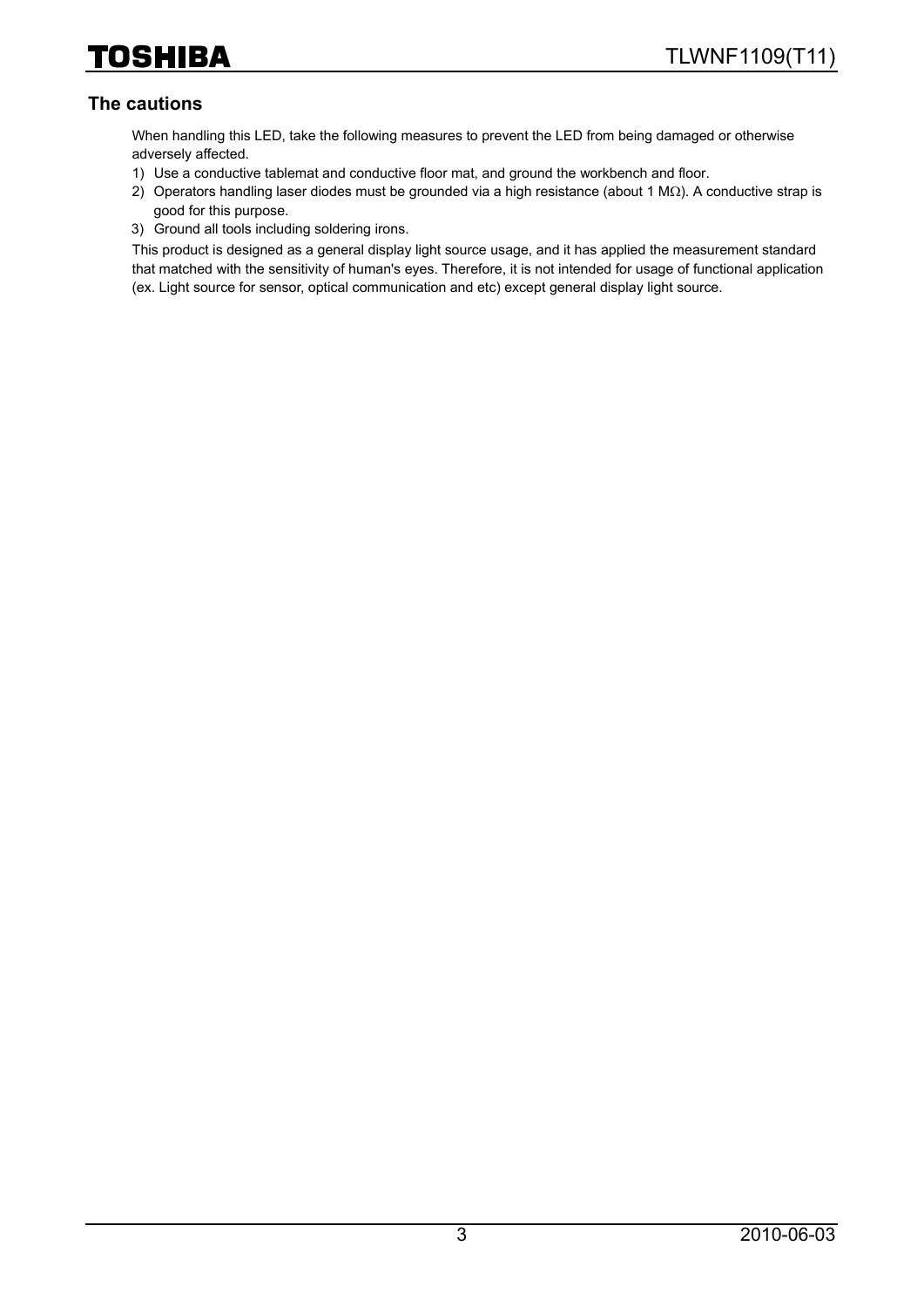## The cautions

When handling this LED, take the following measures to prevent the LED from being damaged or otherwise adversely affected.

1) Use a conductive tablemat and conductive floor mat, and ground the workbench and floor.
2) Operators handling laser diodes must be grounded via a high resistance (about 1 MΩ). A conductive strap is good for this purpose.
3) Ground all tools including soldering irons.

This product is designed as a general display light source usage, and it has applied the measurement standard that matched with the sensitivity of human's eyes. Therefore, it is not intended for usage of functional application (ex. Light source for sensor, optical communication and etc) except general display light source.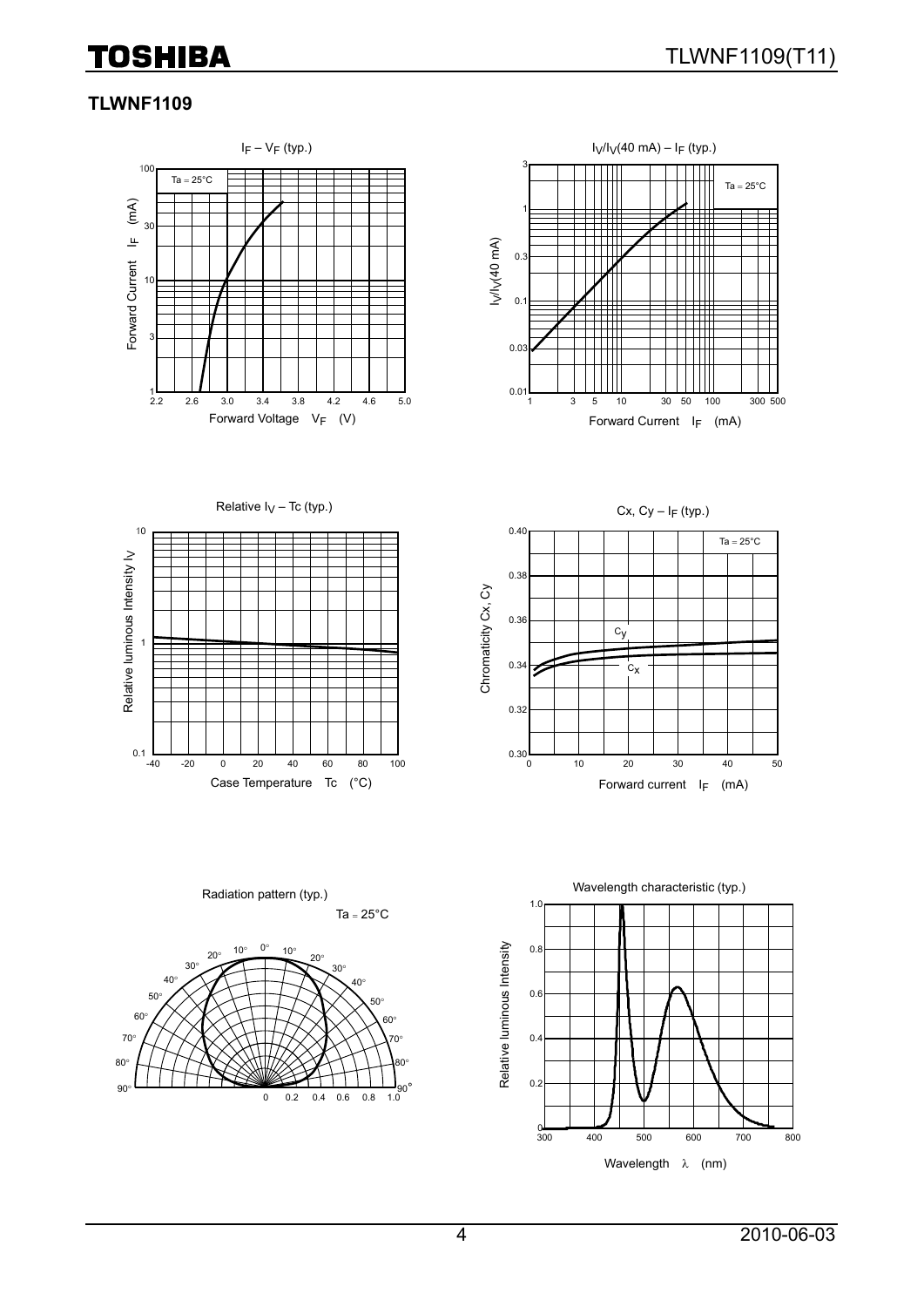## TLWNF1109

$I_F$ – $V_F$ (typ.)

Ta = 25°C

Forward Current $I_F$ (mA)

Forward Voltage $V_F$ (V)

$I_V/I_V$(40 mA) – $I_F$ (typ.)

Ta = 25°C

$I_V/I_V$(40 mA)

Forward Current $I_F$ (mA)

Relative $I_V$ – Tc (typ.)

Relative luminous Intensity $I_V$

Case Temperature Tc (°C)

Cx, Cy – $I_F$ (typ.)

Ta = 25°C

Chromaticity Cx, Cy

Forward current $I_F$ (mA)

Radiation pattern (typ.)

Ta = 25°C

Wavelength characteristic (typ.)

Relative luminous Intensity

Wavelength λ (nm)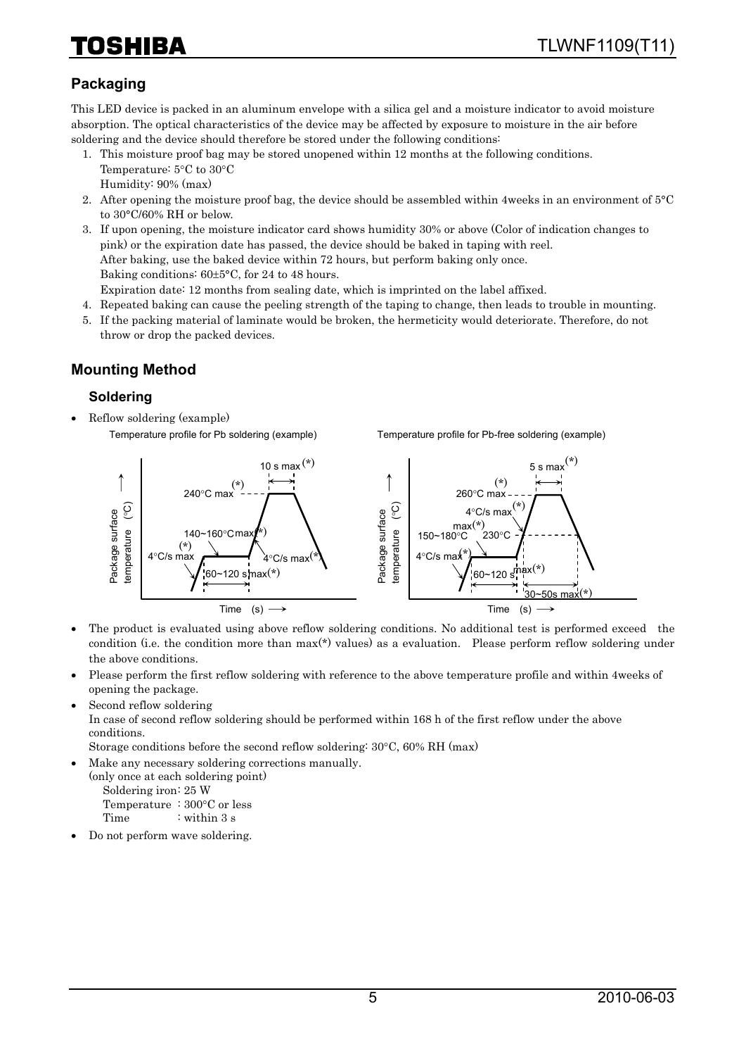## Packaging

This LED device is packed in an aluminum envelope with a silica gel and a moisture indicator to avoid moisture absorption. The optical characteristics of the device may be affected by exposure to moisture in the air before soldering and the device should therefore be stored under the following conditions:

1. This moisture proof bag may be stored unopened within 12 months at the following conditions.
   Temperature: 5°C to 30°C
   Humidity: 90% (max)
2. After opening the moisture proof bag, the device should be assembled within 4weeks in an environment of 5°C to 30°C/60% RH or below.
3. If upon opening, the moisture indicator card shows humidity 30% or above (Color of indication changes to pink) or the expiration date has passed, the device should be baked in taping with reel.
   After baking, use the baked device within 72 hours, but perform baking only once.
   Baking conditions: 60±5°C, for 24 to 48 hours.
   Expiration date: 12 months from sealing date, which is imprinted on the label affixed.
4. Repeated baking can cause the peeling strength of the taping to change, then leads to trouble in mounting.
5. If the packing material of laminate would be broken, the hermeticity would deteriorate. Therefore, do not throw or drop the packed devices.

## Mounting Method

### Soldering

- Reflow soldering (example)

Temperature profile for Pb soldering (example)

Package surface temperature (°C) / Time (s): 4°C/s max(*); 140~160°C max(*); 60~120 s max(*); 240°C max(*); 10 s max(*); 4°C/s max(*)

Temperature profile for Pb-free soldering (example)

Package surface temperature (°C) / Time (s): 4°C/s max(*); 150~180°C max(*); 60~120 s max(*); 4°C/s max(*); 230°C; 260°C max(*); 5 s max(*); 30~50s max(*)

- The product is evaluated using above reflow soldering conditions. No additional test is performed exceed the condition (i.e. the condition more than max(*) values) as a evaluation. Please perform reflow soldering under the above conditions.
- Please perform the first reflow soldering with reference to the above temperature profile and within 4weeks of opening the package.
- Second reflow soldering
  In case of second reflow soldering should be performed within 168 h of the first reflow under the above conditions.
  Storage conditions before the second reflow soldering: 30°C, 60% RH (max)
- Make any necessary soldering corrections manually.
  (only once at each soldering point)
  Soldering iron: 25 W
  Temperature : 300°C or less
  Time : within 3 s
- Do not perform wave soldering.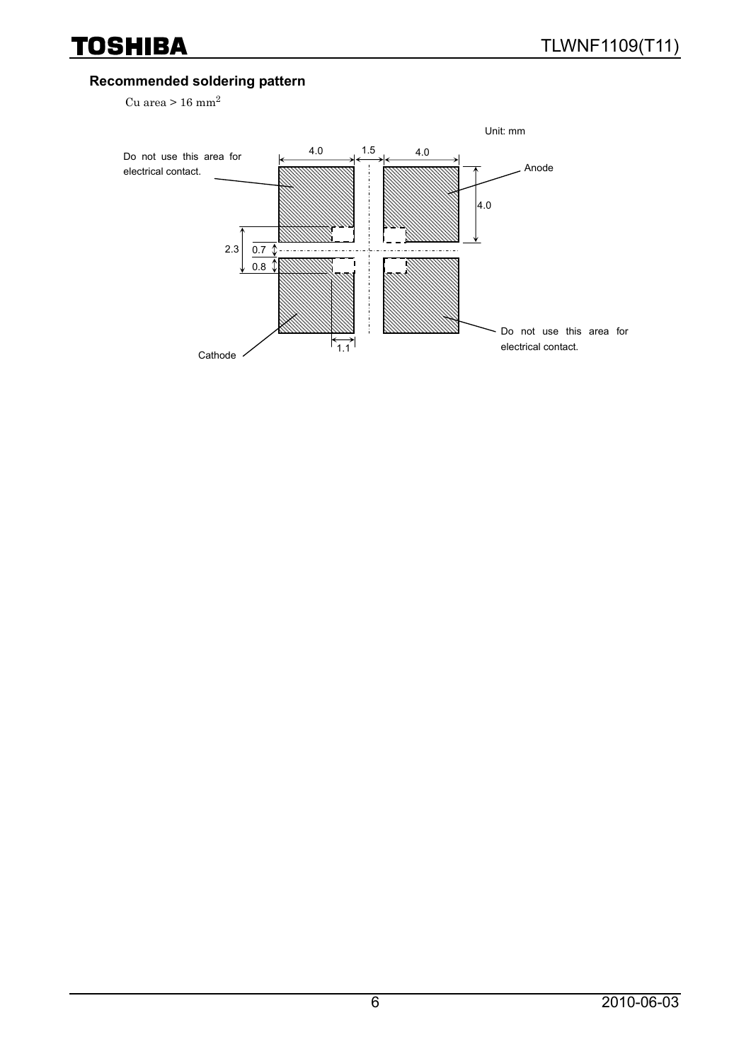## Recommended soldering pattern

Cu area > 16 $mm^2$

Unit: mm

Do not use this area for electrical contact.

4.0 1.5 4.0

Anode

4.0

2.3 0.7 0.8

1.1

Cathode

Do not use this area for electrical contact.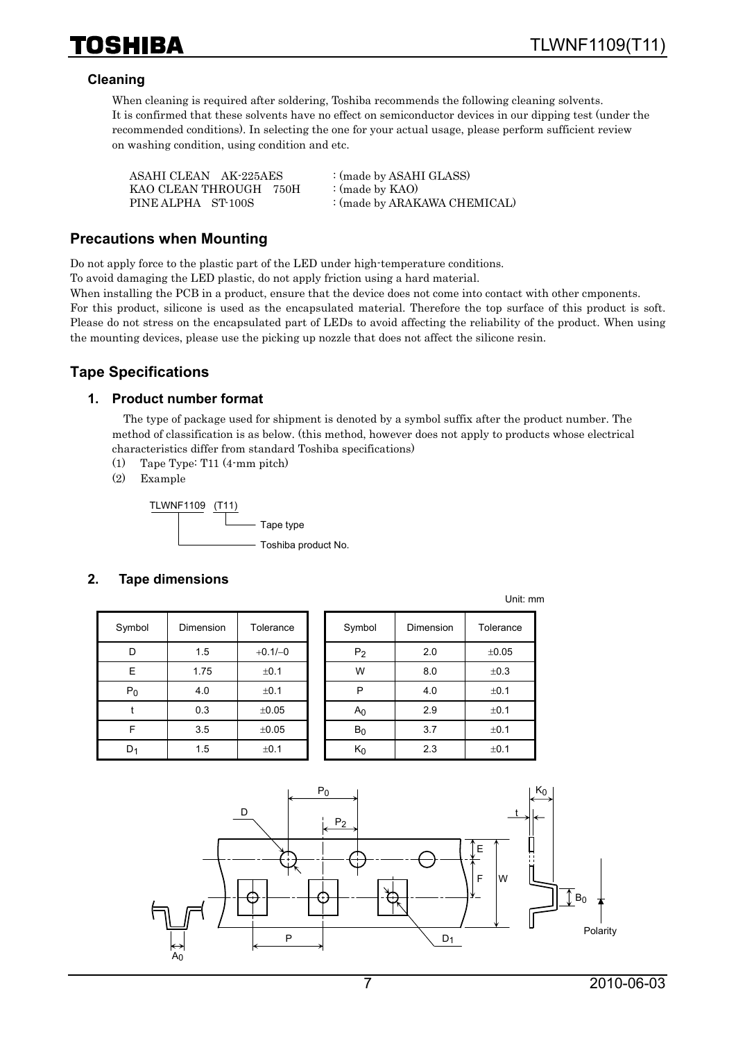### Cleaning

When cleaning is required after soldering, Toshiba recommends the following cleaning solvents.
It is confirmed that these solvents have no effect on semiconductor devices in our dipping test (under the recommended conditions). In selecting the one for your actual usage, please perform sufficient review on washing condition, using condition and etc.

ASAHI CLEAN AK-225AES : (made by ASAHI GLASS)
KAO CLEAN THROUGH 750H : (made by KAO)
PINE ALPHA ST-100S : (made by ARAKAWA CHEMICAL)

## Precautions when Mounting

Do not apply force to the plastic part of the LED under high-temperature conditions.
To avoid damaging the LED plastic, do not apply friction using a hard material.
When installing the PCB in a product, ensure that the device does not come into contact with other cmponents.
For this product, silicone is used as the encapsulated material. Therefore the top surface of this product is soft. Please do not stress on the encapsulated part of LEDs to avoid affecting the reliability of the product. When using the mounting devices, please use the picking up nozzle that does not affect the silicone resin.

## Tape Specifications

### 1. Product number format

The type of package used for shipment is denoted by a symbol suffix after the product number. The method of classification is as below. (this method, however does not apply to products whose electrical characteristics differ from standard Toshiba specifications)

(1) Tape Type: T11 (4-mm pitch)
(2) Example

TLWNF1109 (T11)
- (T11): Tape type
- TLWNF1109: Toshiba product No.

### 2. Tape dimensions

Unit: mm

| Symbol | Dimension | Tolerance |
|---|---|---|
| D | 1.5 | +0.1/−0 |
| E | 1.75 | ±0.1 |
| $P_0$ | 4.0 | ±0.1 |
| t | 0.3 | ±0.05 |
| F | 3.5 | ±0.05 |
| $D_1$ | 1.5 | ±0.1 |

| Symbol | Dimension | Tolerance |
|---|---|---|
| $P_2$ | 2.0 | ±0.05 |
| W | 8.0 | ±0.3 |
| P | 4.0 | ±0.1 |
| $A_0$ | 2.9 | ±0.1 |
| $B_0$ | 3.7 | ±0.1 |
| $K_0$ | 2.3 | ±0.1 |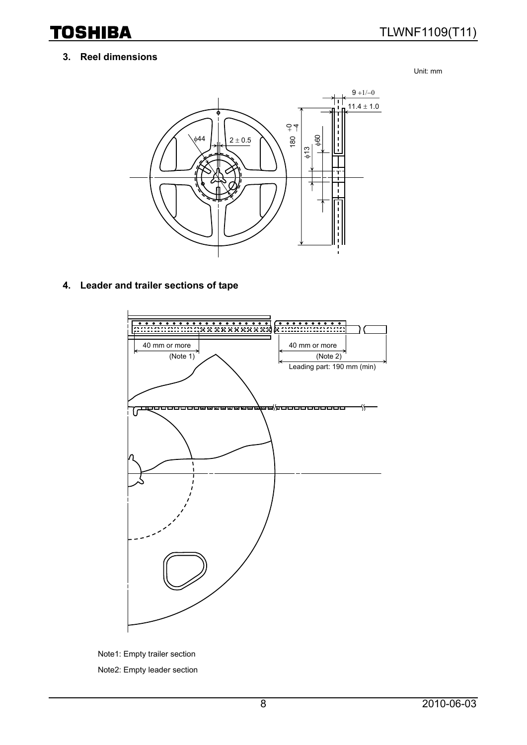## 3. Reel dimensions

Unit: mm

## 4. Leader and trailer sections of tape

Note1: Empty trailer section

Note2: Empty leader section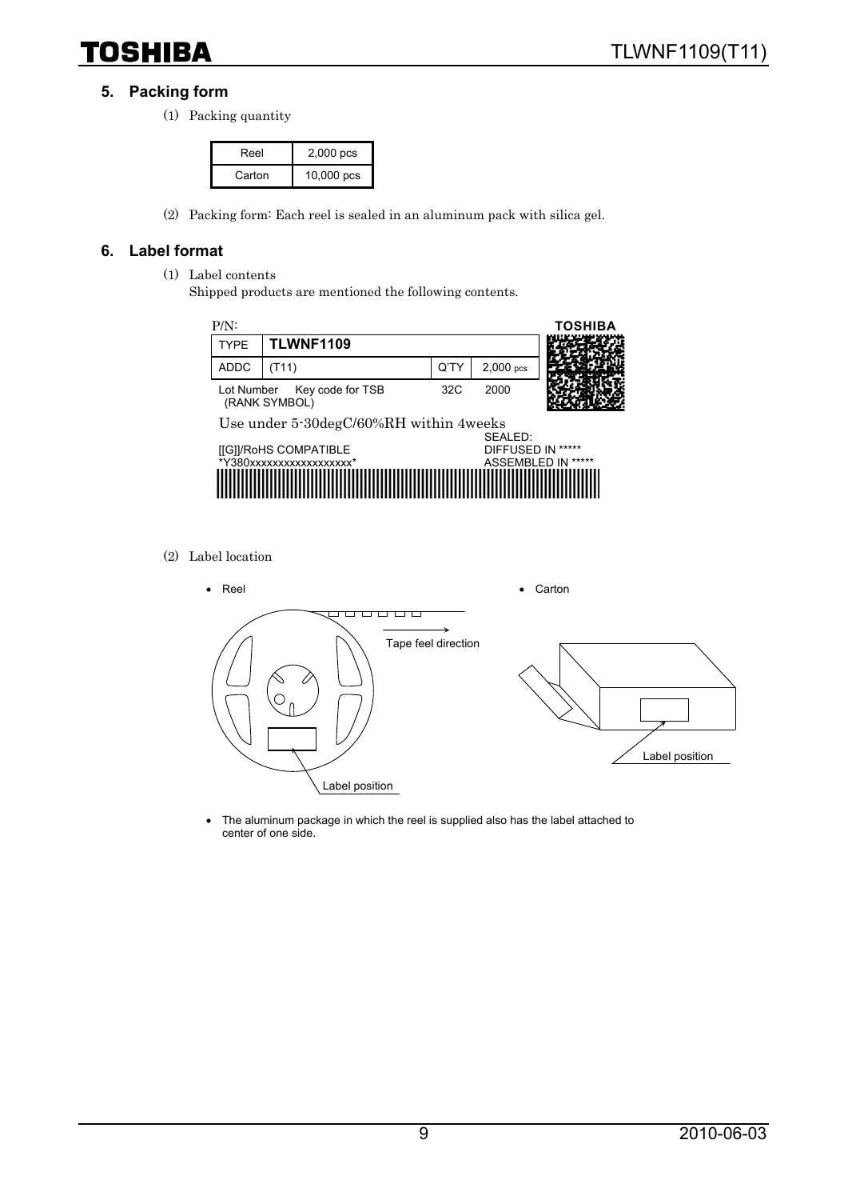## 5. Packing form

(1) Packing quantity

| Reel | 2,000 pcs |
|---|---|
| Carton | 10,000 pcs |

(2) Packing form: Each reel is sealed in an aluminum pack with silica gel.

## 6. Label format

(1) Label contents
Shipped products are mentioned the following contents.

P/N: TOSHIBA

| TYPE | TLWNF1109 | | |
|---|---|---|---|
| ADDC | (T11) | Q'TY | 2,000 pcs |
| Lot Number (RANK SYMBOL) | Key code for TSB | 32C | 2000 |

Use under 5-30degC/60%RH within 4weeks

[[G]]/RoHS COMPATIBLE
*Y380xxxxxxxxxxxxxxxxxx*

SEALED:
DIFFUSED IN *****
ASSEMBLED IN *****

(2) Label location

- Reel
- Carton

Tape feel direction

Label position

Label position

- The aluminum package in which the reel is supplied also has the label attached to center of one side.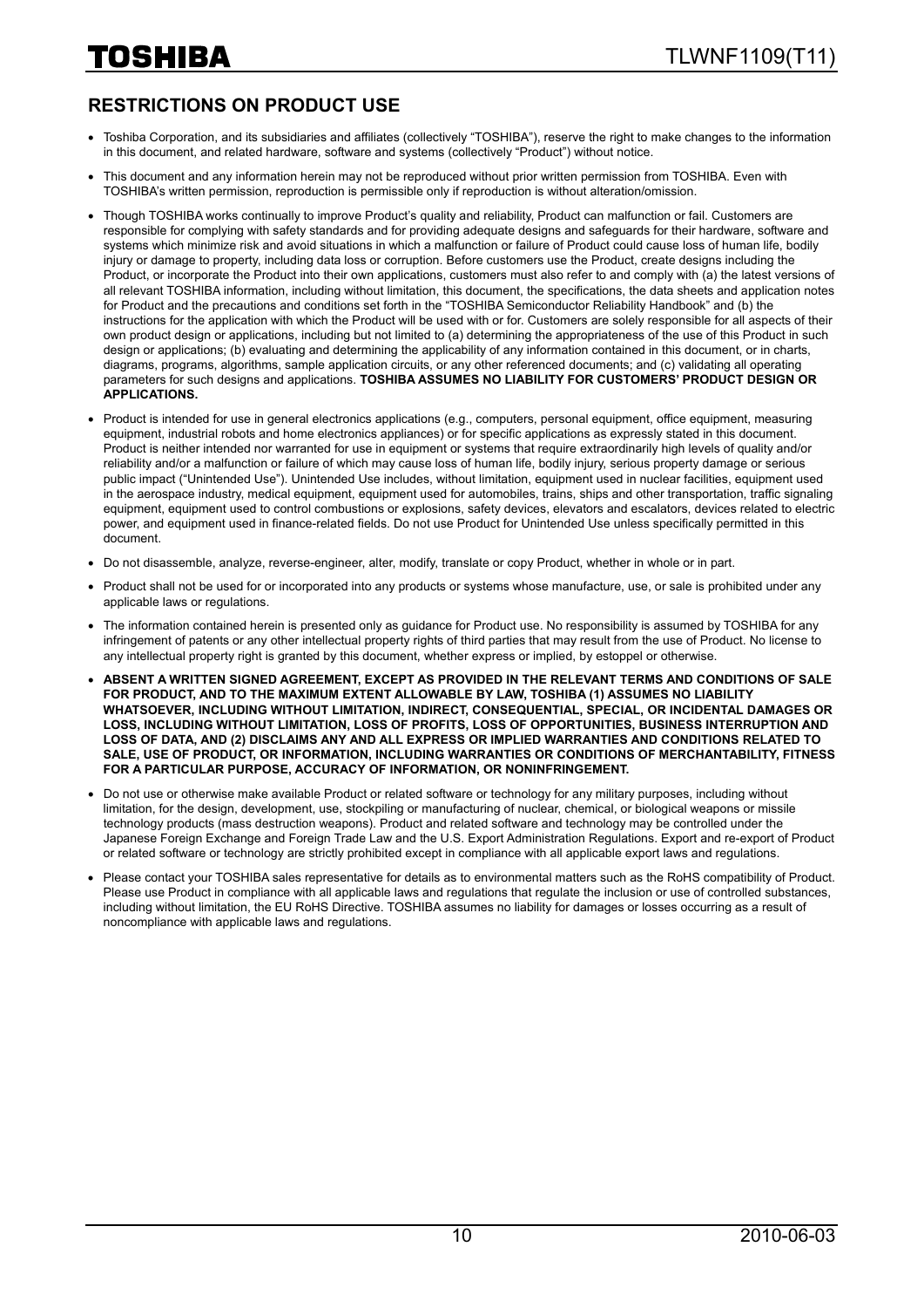## RESTRICTIONS ON PRODUCT USE

- Toshiba Corporation, and its subsidiaries and affiliates (collectively "TOSHIBA"), reserve the right to make changes to the information in this document, and related hardware, software and systems (collectively "Product") without notice.
- This document and any information herein may not be reproduced without prior written permission from TOSHIBA. Even with TOSHIBA's written permission, reproduction is permissible only if reproduction is without alteration/omission.
- Though TOSHIBA works continually to improve Product's quality and reliability, Product can malfunction or fail. Customers are responsible for complying with safety standards and for providing adequate designs and safeguards for their hardware, software and systems which minimize risk and avoid situations in which a malfunction or failure of Product could cause loss of human life, bodily injury or damage to property, including data loss or corruption. Before customers use the Product, create designs including the Product, or incorporate the Product into their own applications, customers must also refer to and comply with (a) the latest versions of all relevant TOSHIBA information, including without limitation, this document, the specifications, the data sheets and application notes for Product and the precautions and conditions set forth in the "TOSHIBA Semiconductor Reliability Handbook" and (b) the instructions for the application with which the Product will be used with or for. Customers are solely responsible for all aspects of their own product design or applications, including but not limited to (a) determining the appropriateness of the use of this Product in such design or applications; (b) evaluating and determining the applicability of any information contained in this document, or in charts, diagrams, programs, algorithms, sample application circuits, or any other referenced documents; and (c) validating all operating parameters for such designs and applications. **TOSHIBA ASSUMES NO LIABILITY FOR CUSTOMERS' PRODUCT DESIGN OR APPLICATIONS.**
- Product is intended for use in general electronics applications (e.g., computers, personal equipment, office equipment, measuring equipment, industrial robots and home electronics appliances) or for specific applications as expressly stated in this document. Product is neither intended nor warranted for use in equipment or systems that require extraordinarily high levels of quality and/or reliability and/or a malfunction or failure of which may cause loss of human life, bodily injury, serious property damage or serious public impact ("Unintended Use"). Unintended Use includes, without limitation, equipment used in nuclear facilities, equipment used in the aerospace industry, medical equipment, equipment used for automobiles, trains, ships and other transportation, traffic signaling equipment, equipment used to control combustions or explosions, safety devices, elevators and escalators, devices related to electric power, and equipment used in finance-related fields. Do not use Product for Unintended Use unless specifically permitted in this document.
- Do not disassemble, analyze, reverse-engineer, alter, modify, translate or copy Product, whether in whole or in part.
- Product shall not be used for or incorporated into any products or systems whose manufacture, use, or sale is prohibited under any applicable laws or regulations.
- The information contained herein is presented only as guidance for Product use. No responsibility is assumed by TOSHIBA for any infringement of patents or any other intellectual property rights of third parties that may result from the use of Product. No license to any intellectual property right is granted by this document, whether express or implied, by estoppel or otherwise.
- **ABSENT A WRITTEN SIGNED AGREEMENT, EXCEPT AS PROVIDED IN THE RELEVANT TERMS AND CONDITIONS OF SALE FOR PRODUCT, AND TO THE MAXIMUM EXTENT ALLOWABLE BY LAW, TOSHIBA (1) ASSUMES NO LIABILITY WHATSOEVER, INCLUDING WITHOUT LIMITATION, INDIRECT, CONSEQUENTIAL, SPECIAL, OR INCIDENTAL DAMAGES OR LOSS, INCLUDING WITHOUT LIMITATION, LOSS OF PROFITS, LOSS OF OPPORTUNITIES, BUSINESS INTERRUPTION AND LOSS OF DATA, AND (2) DISCLAIMS ANY AND ALL EXPRESS OR IMPLIED WARRANTIES AND CONDITIONS RELATED TO SALE, USE OF PRODUCT, OR INFORMATION, INCLUDING WARRANTIES OR CONDITIONS OF MERCHANTABILITY, FITNESS FOR A PARTICULAR PURPOSE, ACCURACY OF INFORMATION, OR NONINFRINGEMENT.**
- Do not use or otherwise make available Product or related software or technology for any military purposes, including without limitation, for the design, development, use, stockpiling or manufacturing of nuclear, chemical, or biological weapons or missile technology products (mass destruction weapons). Product and related software and technology may be controlled under the Japanese Foreign Exchange and Foreign Trade Law and the U.S. Export Administration Regulations. Export and re-export of Product or related software or technology are strictly prohibited except in compliance with all applicable export laws and regulations.
- Please contact your TOSHIBA sales representative for details as to environmental matters such as the RoHS compatibility of Product. Please use Product in compliance with all applicable laws and regulations that regulate the inclusion or use of controlled substances, including without limitation, the EU RoHS Directive. TOSHIBA assumes no liability for damages or losses occurring as a result of noncompliance with applicable laws and regulations.